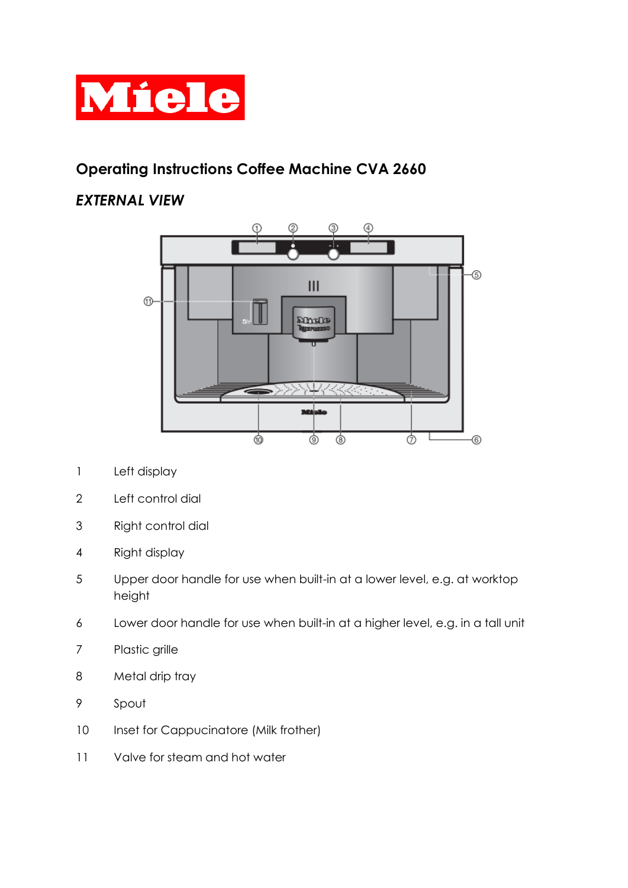Miele

## Operating Instructions Coffee Machine CVA 2660

### *EXTERNAL VIEW*

1. Left display
2. Left control dial
3. Right control dial
4. Right display
5. Upper door handle for use when built-in at a lower level, e.g. at worktop height
6. Lower door handle for use when built-in at a higher level, e.g. in a tall unit
7. Plastic grille
8. Metal drip tray
9. Spout
10. Inset for Cappucinatore (Milk frother)
11. Valve for steam and hot water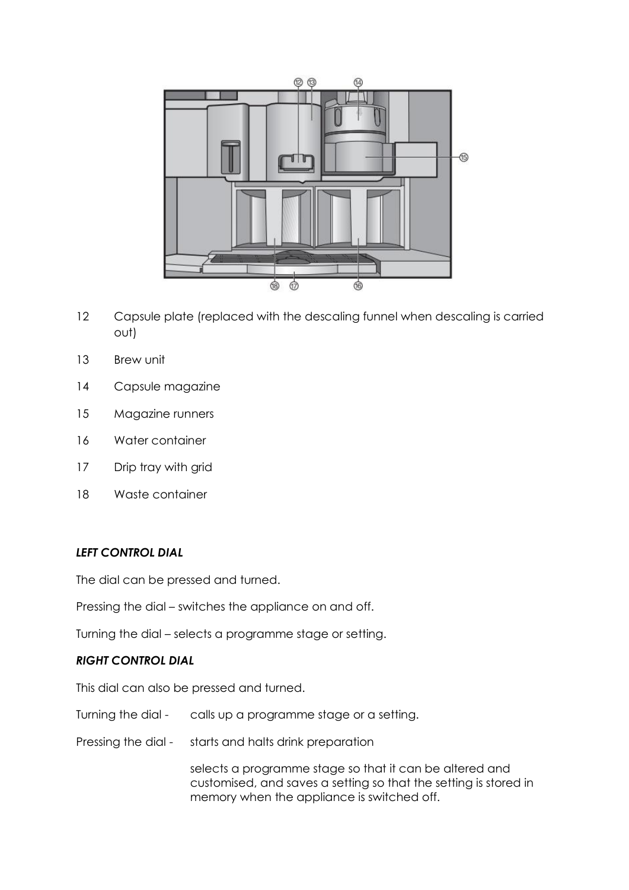12 Capsule plate (replaced with the descaling funnel when descaling is carried out)

13 Brew unit

14 Capsule magazine

15 Magazine runners

16 Water container

17 Drip tray with grid

18 Waste container

### *LEFT CONTROL DIAL*

The dial can be pressed and turned.

Pressing the dial – switches the appliance on and off.

Turning the dial – selects a programme stage or setting.

### *RIGHT CONTROL DIAL*

This dial can also be pressed and turned.

Turning the dial - calls up a programme stage or a setting.

Pressing the dial - starts and halts drink preparation

selects a programme stage so that it can be altered and customised, and saves a setting so that the setting is stored in memory when the appliance is switched off.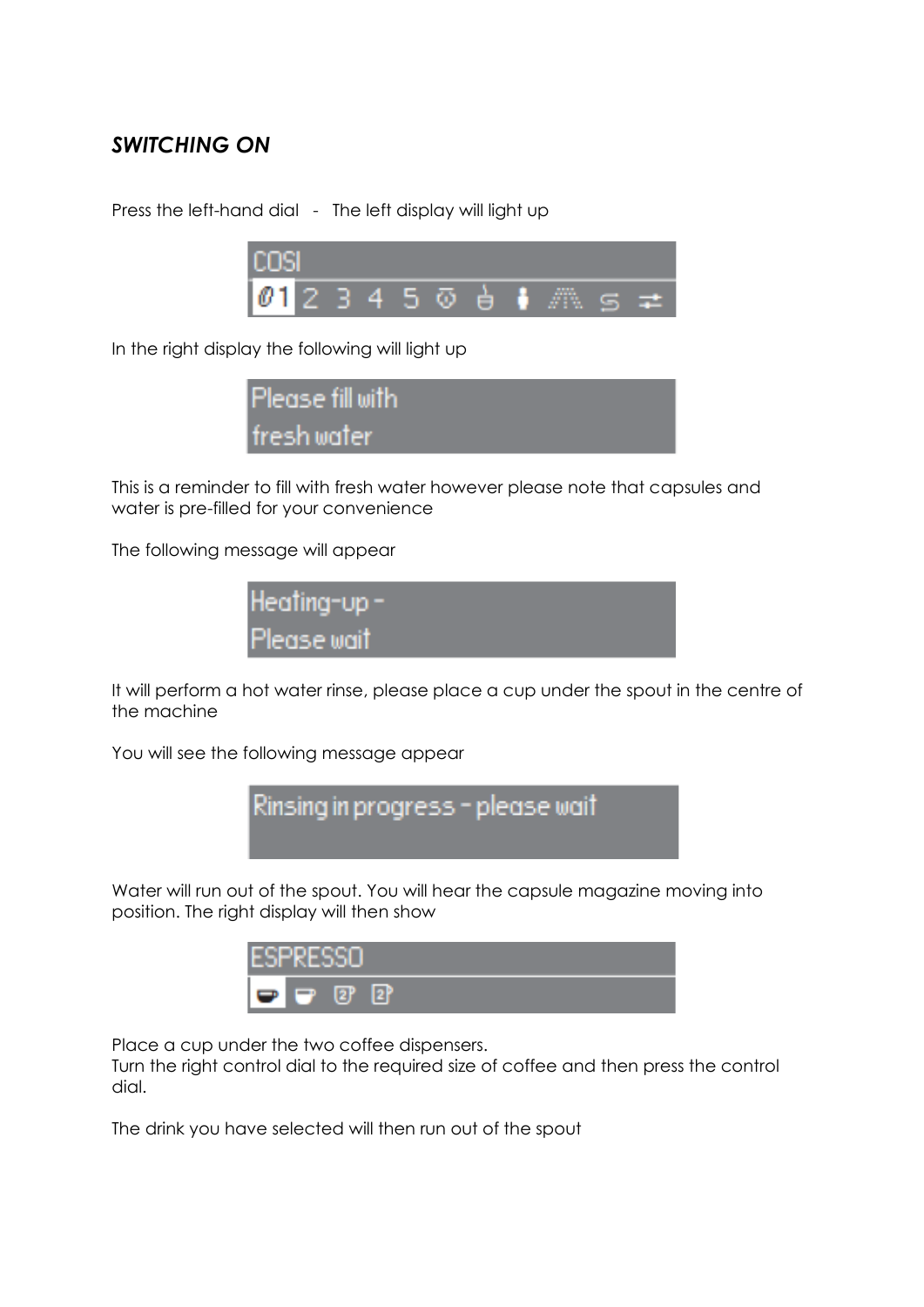## *SWITCHING ON*

Press the left-hand dial - The left display will light up

COSI
Ø1 2 3 4 5

In the right display the following will light up

Please fill with
fresh water

This is a reminder to fill with fresh water however please note that capsules and water is pre-filled for your convenience

The following message will appear

Heating-up -
Please wait

It will perform a hot water rinse, please place a cup under the spout in the centre of the machine

You will see the following message appear

Rinsing in progress - please wait

Water will run out of the spout. You will hear the capsule magazine moving into position. The right display will then show

ESPRESSO

Place a cup under the two coffee dispensers.
Turn the right control dial to the required size of coffee and then press the control dial.

The drink you have selected will then run out of the spout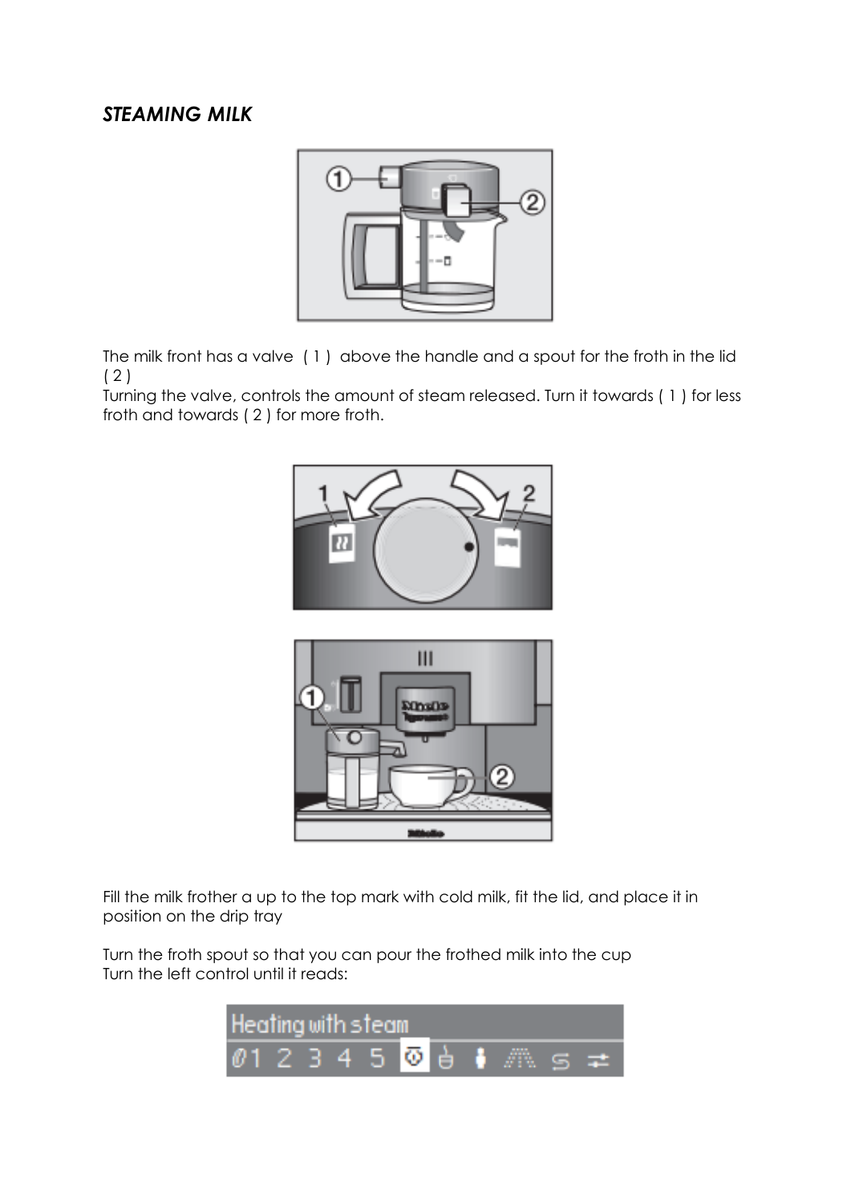*STEAMING MILK*

The milk front has a valve ( 1 ) above the handle and a spout for the froth in the lid ( 2 )
Turning the valve, controls the amount of steam released. Turn it towards ( 1 ) for less froth and towards ( 2 ) for more froth.

Fill the milk frother a up to the top mark with cold milk, fit the lid, and place it in position on the drip tray

Turn the froth spout so that you can pour the frothed milk into the cup
Turn the left control until it reads:

Heating with steam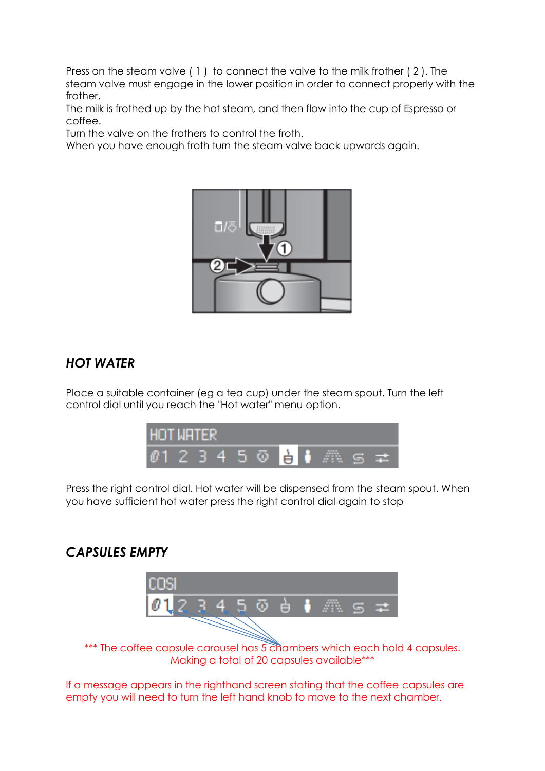Press on the steam valve ( 1 ) to connect the valve to the milk frother ( 2 ). The steam valve must engage in the lower position in order to connect properly with the frother.
The milk is frothed up by the hot steam, and then flow into the cup of Espresso or coffee.
Turn the valve on the frothers to control the froth.
When you have enough froth turn the steam valve back upwards again.

## *HOT WATER*

Place a suitable container (eg a tea cup) under the steam spout. Turn the left control dial until you reach the "Hot water" menu option.

Press the right control dial. Hot water will be dispensed from the steam spout. When you have sufficient hot water press the right control dial again to stop

## *CAPSULES EMPTY*

*** The coffee capsule carousel has 5 chambers which each hold 4 capsules. Making a total of 20 capsules available***

If a message appears in the righthand screen stating that the coffee capsules are empty you will need to turn the left hand knob to move to the next chamber.